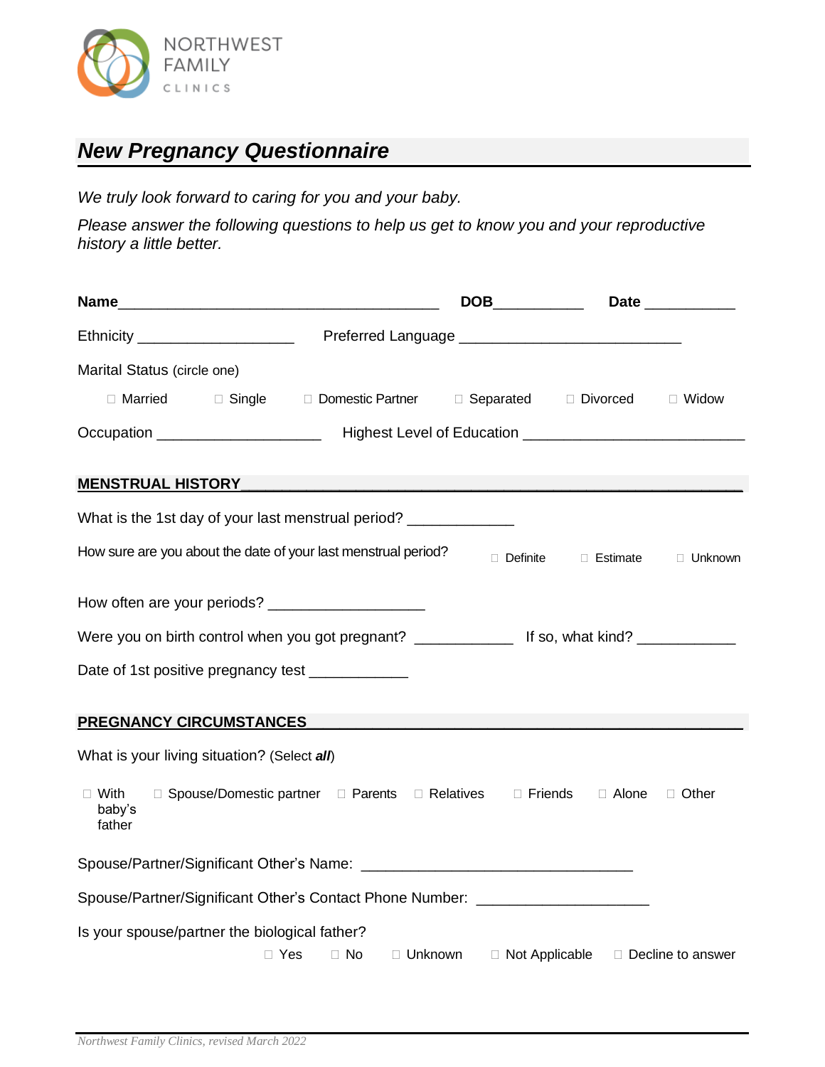NORTHWEST FAMILY CLINICS

## *New Pregnancy Questionnaire*

*We truly look forward to caring for you and your baby.*

*Please answer the following questions to help us get to know you and your reproductive history a little better.*

**Name**________________________________________ **DOB**___________ **Date** ___________

Ethnicity ____________________ Preferred Language ____________________________

Marital Status (circle one)

☐ Married ☐ Single ☐ Domestic Partner ☐ Separated ☐ Divorced ☐ Widow

Occupation ____________________ Highest Level of Education ____________________________

### MENSTRUAL HISTORY

What is the 1st day of your last menstrual period? _____________

How sure are you about the date of your last menstrual period? ☐ Definite ☐ Estimate ☐ Unknown

How often are your periods? ___________________

Were you on birth control when you got pregnant? ____________ If so, what kind? ____________

Date of 1st positive pregnancy test ____________

### PREGNANCY CIRCUMSTANCES

What is your living situation? (Select ***all***)

☐ With baby's father ☐ Spouse/Domestic partner ☐ Parents ☐ Relatives ☐ Friends ☐ Alone ☐ Other

Spouse/Partner/Significant Other's Name: __________________________________

Spouse/Partner/Significant Other's Contact Phone Number: _____________________

Is your spouse/partner the biological father?

☐ Yes ☐ No ☐ Unknown ☐ Not Applicable ☐ Decline to answer

*Northwest Family Clinics, revised March 2022*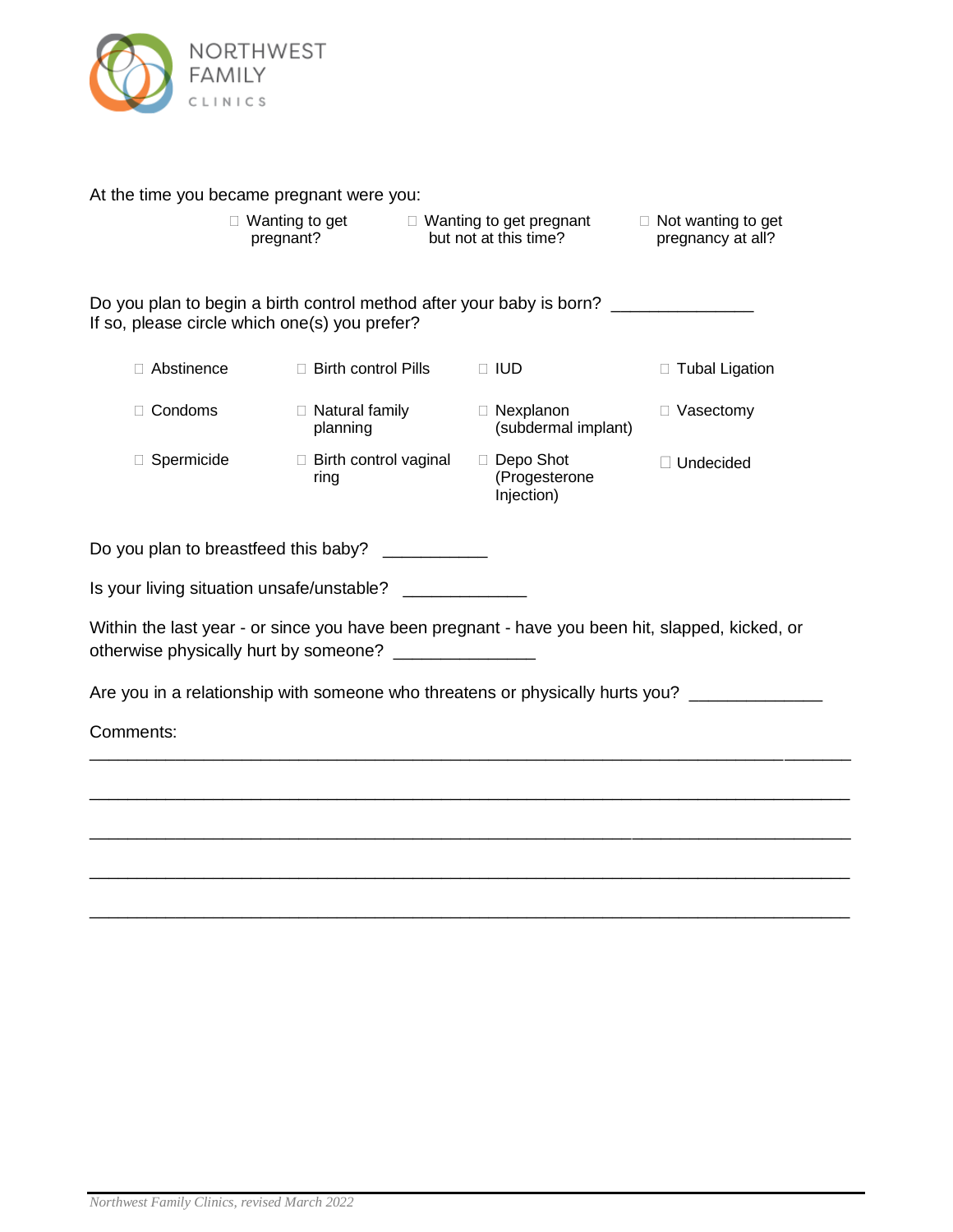NORTHWEST FAMILY CLINICS

At the time you became pregnant were you:

- ☐ Wanting to get pregnant?
- ☐ Wanting to get pregnant but not at this time?
- ☐ Not wanting to get pregnancy at all?

Do you plan to begin a birth control method after your baby is born? _______________
If so, please circle which one(s) you prefer?

| | | | |
|---|---|---|---|
| ☐ Abstinence | ☐ Birth control Pills | ☐ IUD | ☐ Tubal Ligation |
| ☐ Condoms | ☐ Natural family planning | ☐ Nexplanon (subdermal implant) | ☐ Vasectomy |
| ☐ Spermicide | ☐ Birth control vaginal ring | ☐ Depo Shot (Progesterone Injection) | ☐ Undecided |

Do you plan to breastfeed this baby? ___________

Is your living situation unsafe/unstable? _____________

Within the last year - or since you have been pregnant - have you been hit, slapped, kicked, or otherwise physically hurt by someone? _______________

Are you in a relationship with someone who threatens or physically hurts you? ______________

Comments:
___________________________________________________________________________

___________________________________________________________________________

___________________________________________________________________________

___________________________________________________________________________

___________________________________________________________________________

*Northwest Family Clinics, revised March 2022*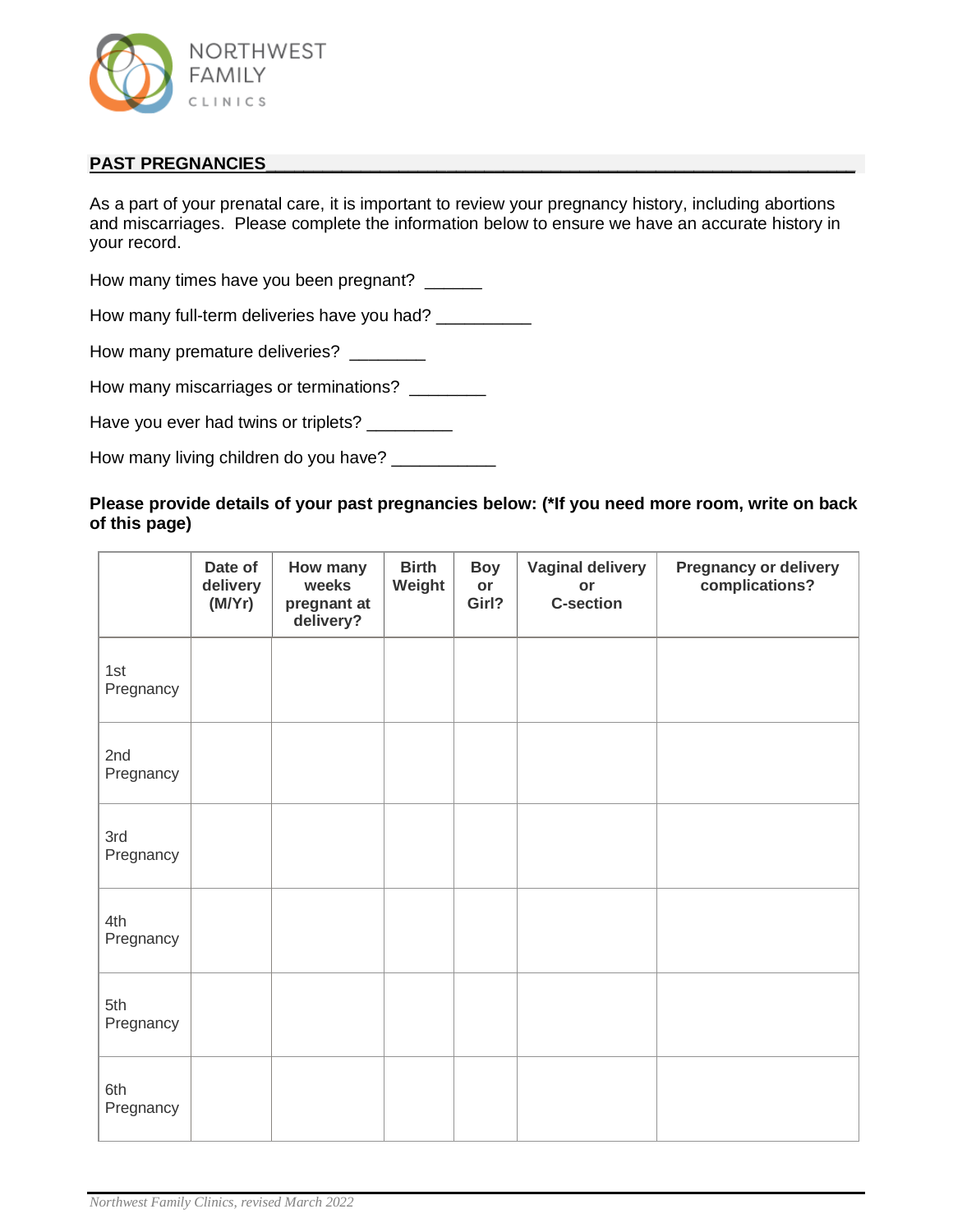NORTHWEST FAMILY CLINICS

## PAST PREGNANCIES

As a part of your prenatal care, it is important to review your pregnancy history, including abortions and miscarriages. Please complete the information below to ensure we have an accurate history in your record.

How many times have you been pregnant? ______

How many full-term deliveries have you had? __________

How many premature deliveries? ________

How many miscarriages or terminations? ________

Have you ever had twins or triplets? _________

How many living children do you have? ___________

**Please provide details of your past pregnancies below: (*If you need more room, write on back of this page)**

| | Date of delivery (M/Yr) | How many weeks pregnant at delivery? | Birth Weight | Boy or Girl? | Vaginal delivery or C-section | Pregnancy or delivery complications? |
|---|---|---|---|---|---|---|
| 1st Pregnancy | | | | | | |
| 2nd Pregnancy | | | | | | |
| 3rd Pregnancy | | | | | | |
| 4th Pregnancy | | | | | | |
| 5th Pregnancy | | | | | | |
| 6th Pregnancy | | | | | | |

*Northwest Family Clinics, revised March 2022*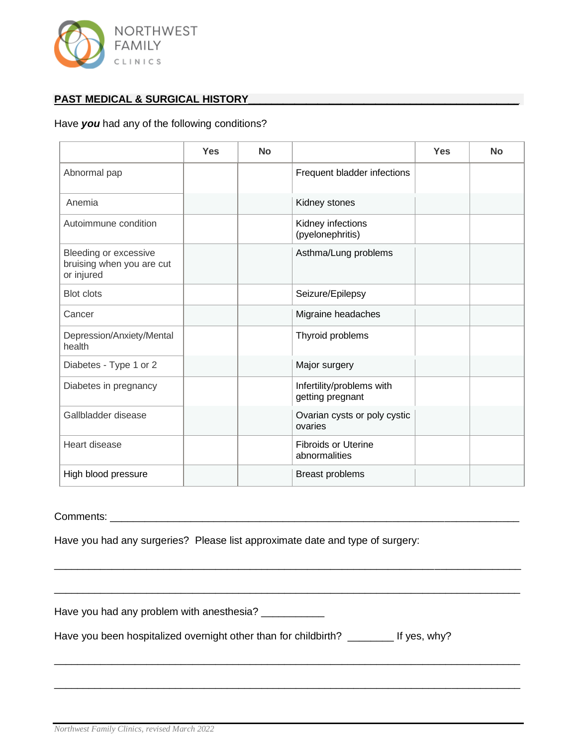NORTHWEST FAMILY CLINICS

## PAST MEDICAL & SURGICAL HISTORY

Have ***you*** had any of the following conditions?

| | Yes | No | | Yes | No |
|---|---|---|---|---|---|
| Abnormal pap | | | Frequent bladder infections | | |
| Anemia | | | Kidney stones | | |
| Autoimmune condition | | | Kidney infections (pyelonephritis) | | |
| Bleeding or excessive bruising when you are cut or injured | | | Asthma/Lung problems | | |
| Blot clots | | | Seizure/Epilepsy | | |
| Cancer | | | Migraine headaches | | |
| Depression/Anxiety/Mental health | | | Thyroid problems | | |
| Diabetes - Type 1 or 2 | | | Major surgery | | |
| Diabetes in pregnancy | | | Infertility/problems with getting pregnant | | |
| Gallbladder disease | | | Ovarian cysts or poly cystic ovaries | | |
| Heart disease | | | Fibroids or Uterine abnormalities | | |
| High blood pressure | | | Breast problems | | |

Comments: ___________________________________________________________________

Have you had any surgeries? Please list approximate date and type of surgery:

___________________________________________________________________________

___________________________________________________________________________

Have you had any problem with anesthesia? ___________

Have you been hospitalized overnight other than for childbirth? ________ If yes, why?

___________________________________________________________________________

___________________________________________________________________________

*Northwest Family Clinics, revised March 2022*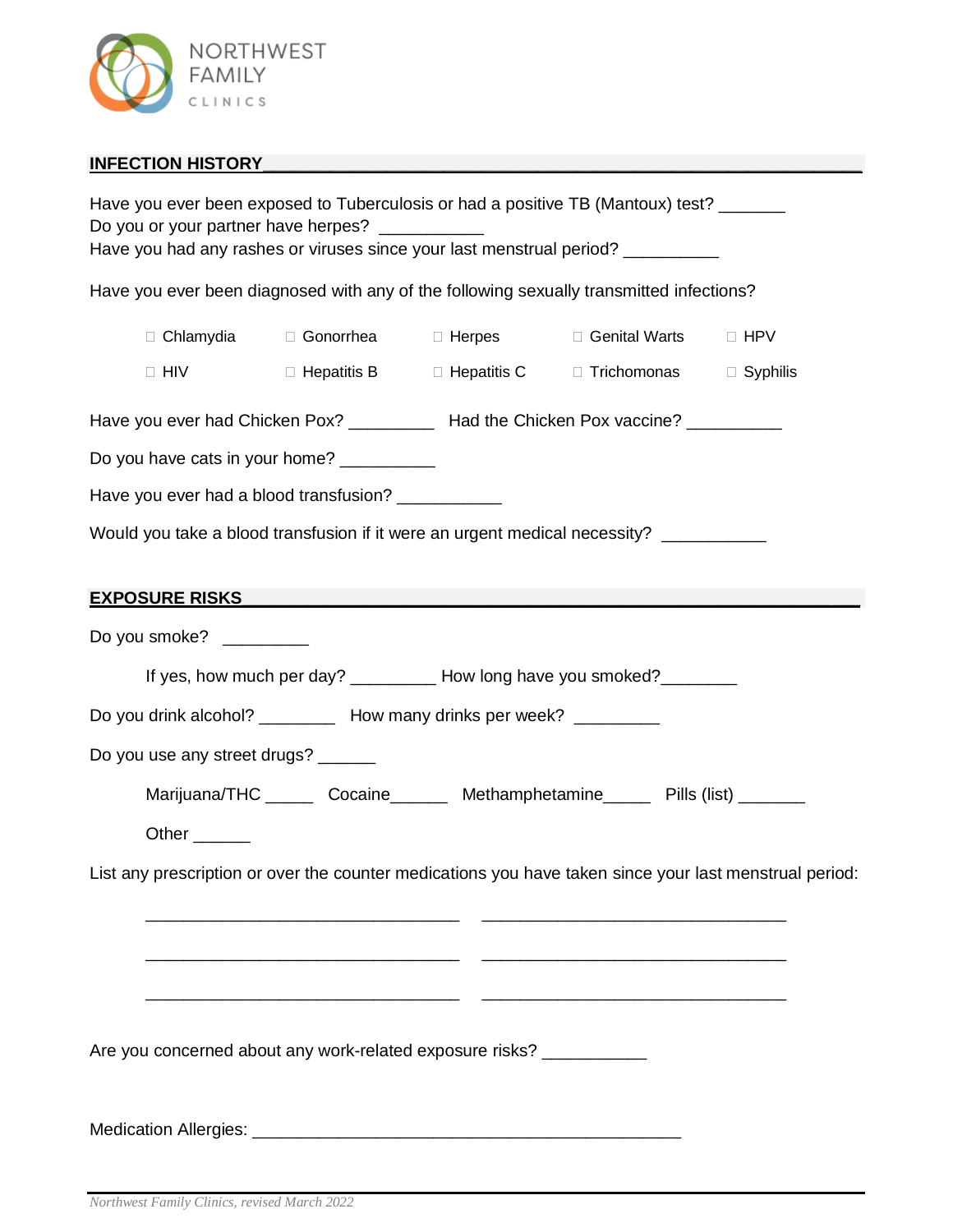NORTHWEST FAMILY CLINICS

## INFECTION HISTORY

Have you ever been exposed to Tuberculosis or had a positive TB (Mantoux) test? _______
Do you or your partner have herpes? ___________
Have you had any rashes or viruses since your last menstrual period? __________

Have you ever been diagnosed with any of the following sexually transmitted infections?

| | | | | |
|---|---|---|---|---|
| ☐ Chlamydia | ☐ Gonorrhea | ☐ Herpes | ☐ Genital Warts | ☐ HPV |
| ☐ HIV | ☐ Hepatitis B | ☐ Hepatitis C | ☐ Trichomonas | ☐ Syphilis |

Have you ever had Chicken Pox? _________ Had the Chicken Pox vaccine? __________

Do you have cats in your home? __________

Have you ever had a blood transfusion? ___________

Would you take a blood transfusion if it were an urgent medical necessity? ___________

## EXPOSURE RISKS

Do you smoke? _________

If yes, how much per day? _________ How long have you smoked?________

Do you drink alcohol? ________ How many drinks per week? _________

Do you use any street drugs? ______

Marijuana/THC _____ Cocaine______ Methamphetamine_____ Pills (list) _______

Other ______

List any prescription or over the counter medications you have taken since your last menstrual period:

__________________________________ __________________________________

__________________________________ __________________________________

__________________________________ __________________________________

Are you concerned about any work-related exposure risks? ___________

Medication Allergies: ______________________________________________

*Northwest Family Clinics, revised March 2022*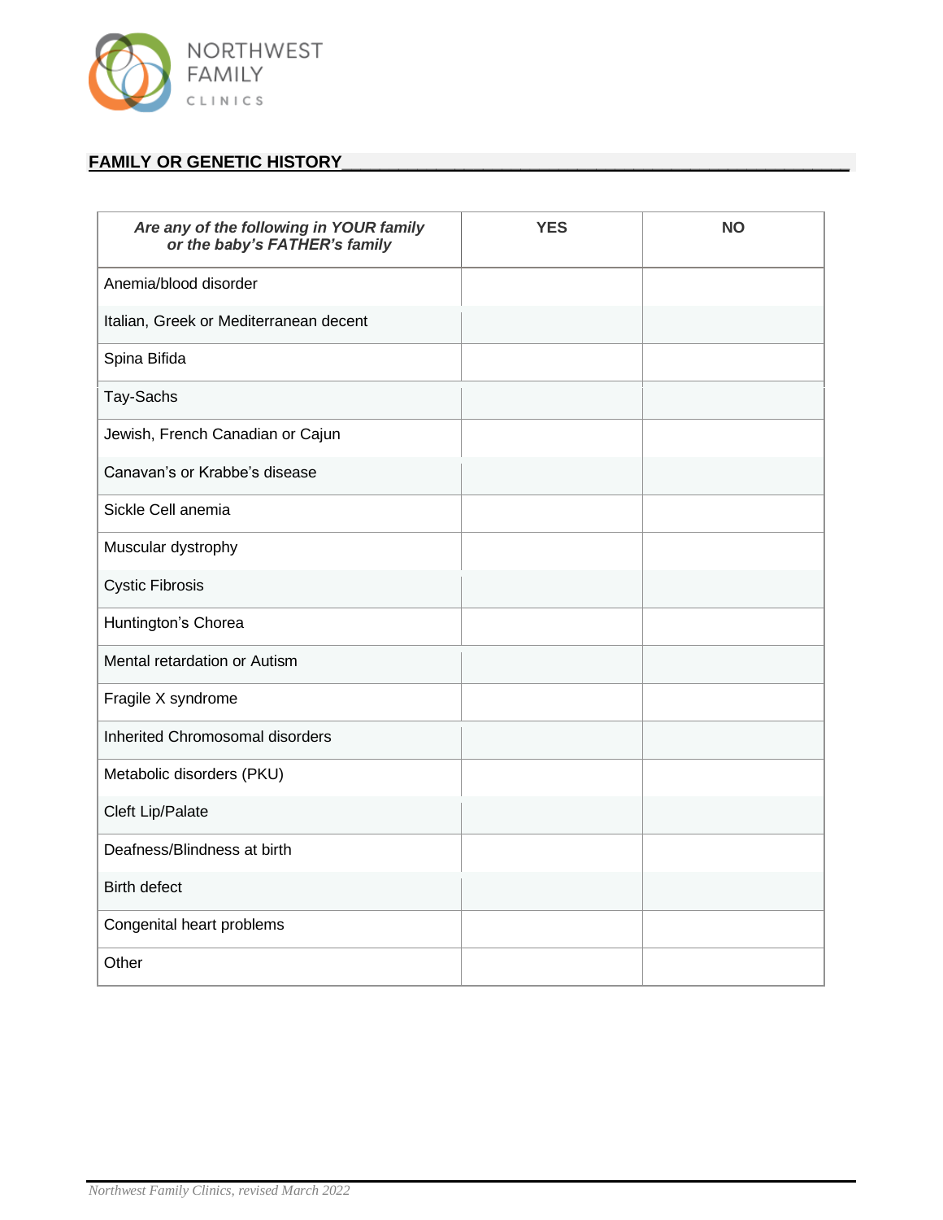NORTHWEST FAMILY CLINICS

## FAMILY OR GENETIC HISTORY

| ***Are any of the following in YOUR family or the baby's FATHER's family*** | **YES** | **NO** |
|---|---|---|
| Anemia/blood disorder | | |
| Italian, Greek or Mediterranean decent | | |
| Spina Bifida | | |
| Tay-Sachs | | |
| Jewish, French Canadian or Cajun | | |
| Canavan's or Krabbe's disease | | |
| Sickle Cell anemia | | |
| Muscular dystrophy | | |
| Cystic Fibrosis | | |
| Huntington's Chorea | | |
| Mental retardation or Autism | | |
| Fragile X syndrome | | |
| Inherited Chromosomal disorders | | |
| Metabolic disorders (PKU) | | |
| Cleft Lip/Palate | | |
| Deafness/Blindness at birth | | |
| Birth defect | | |
| Congenital heart problems | | |
| Other | | |

*Northwest Family Clinics, revised March 2022*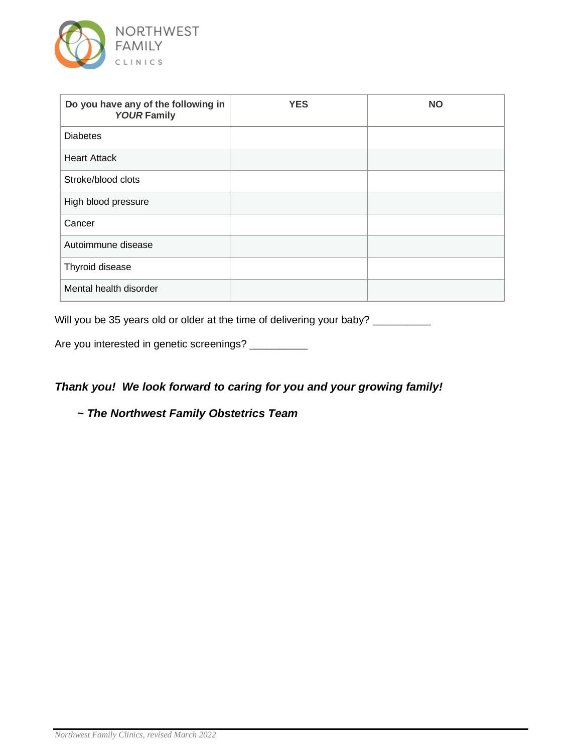NORTHWEST FAMILY CLINICS

| **Do you have any of the following in *YOUR* Family** | **YES** | **NO** |
|---|---|---|
| Diabetes | | |
| Heart Attack | | |
| Stroke/blood clots | | |
| High blood pressure | | |
| Cancer | | |
| Autoimmune disease | | |
| Thyroid disease | | |
| Mental health disorder | | |

Will you be 35 years old or older at the time of delivering your baby? __________

Are you interested in genetic screenings? __________

***Thank you! We look forward to caring for you and your growing family!***

***~ The Northwest Family Obstetrics Team***

*Northwest Family Clinics, revised March 2022*